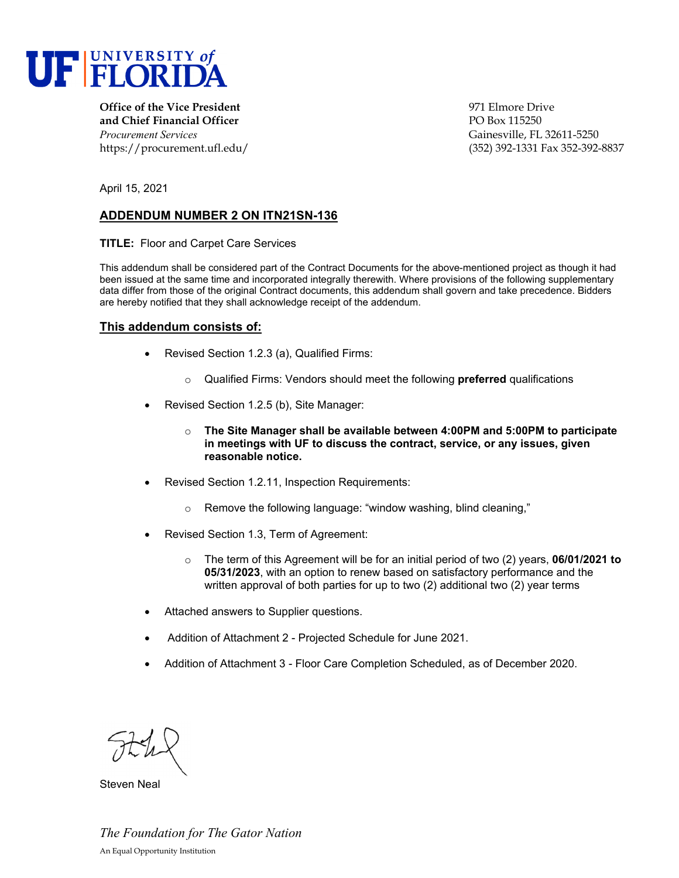**UF | UNIVERSITY of FLORIDA**

**Office of the Vice President and Chief Financial Officer**
*Procurement Services*
https://procurement.ufl.edu/

971 Elmore Drive
PO Box 115250
Gainesville, FL 32611-5250
(352) 392-1331 Fax 352-392-8837

April 15, 2021

## ADDENDUM NUMBER 2 ON ITN21SN-136

**TITLE:** Floor and Carpet Care Services

This addendum shall be considered part of the Contract Documents for the above-mentioned project as though it had been issued at the same time and incorporated integrally therewith. Where provisions of the following supplementary data differ from those of the original Contract documents, this addendum shall govern and take precedence. Bidders are hereby notified that they shall acknowledge receipt of the addendum.

### This addendum consists of:

- Revised Section 1.2.3 (a), Qualified Firms:
  - Qualified Firms: Vendors should meet the following **preferred** qualifications
- Revised Section 1.2.5 (b), Site Manager:
  - **The Site Manager shall be available between 4:00PM and 5:00PM to participate in meetings with UF to discuss the contract, service, or any issues, given reasonable notice.**
- Revised Section 1.2.11, Inspection Requirements:
  - Remove the following language: "window washing, blind cleaning,"
- Revised Section 1.3, Term of Agreement:
  - The term of this Agreement will be for an initial period of two (2) years, **06/01/2021 to 05/31/2023**, with an option to renew based on satisfactory performance and the written approval of both parties for up to two (2) additional two (2) year terms
- Attached answers to Supplier questions.
- Addition of Attachment 2 - Projected Schedule for June 2021.
- Addition of Attachment 3 - Floor Care Completion Scheduled, as of December 2020.

Steven Neal

*The Foundation for The Gator Nation*

An Equal Opportunity Institution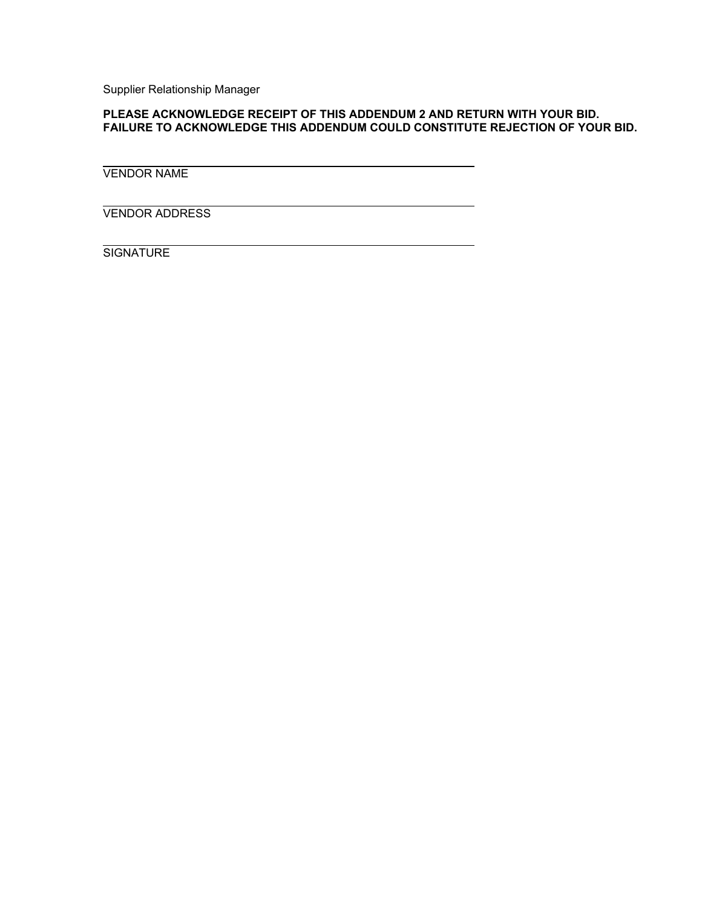Supplier Relationship Manager

**PLEASE ACKNOWLEDGE RECEIPT OF THIS ADDENDUM 2 AND RETURN WITH YOUR BID. FAILURE TO ACKNOWLEDGE THIS ADDENDUM COULD CONSTITUTE REJECTION OF YOUR BID.**

______________________________________________________
VENDOR NAME

______________________________________________________
VENDOR ADDRESS

______________________________________________________
SIGNATURE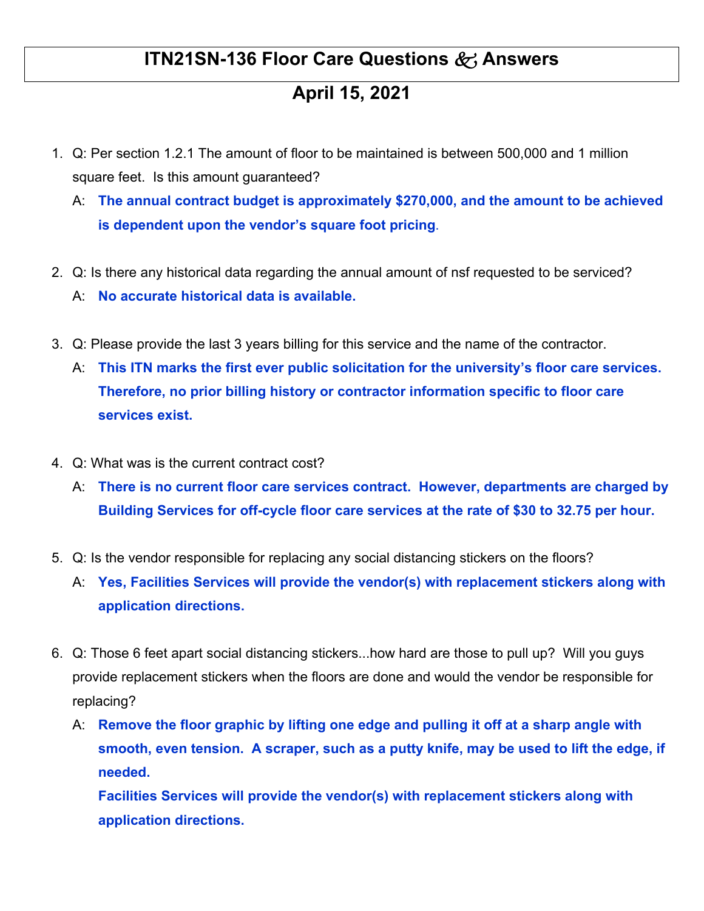# ITN21SN-136 Floor Care Questions & Answers

## April 15, 2021

1. Q: Per section 1.2.1 The amount of floor to be maintained is between 500,000 and 1 million square feet. Is this amount guaranteed?

   A: **The annual contract budget is approximately $270,000, and the amount to be achieved is dependent upon the vendor's square foot pricing**.

2. Q: Is there any historical data regarding the annual amount of nsf requested to be serviced?

   A: **No accurate historical data is available.**

3. Q: Please provide the last 3 years billing for this service and the name of the contractor.

   A: **This ITN marks the first ever public solicitation for the university's floor care services. Therefore, no prior billing history or contractor information specific to floor care services exist.**

4. Q: What was is the current contract cost?

   A: **There is no current floor care services contract. However, departments are charged by Building Services for off-cycle floor care services at the rate of $30 to 32.75 per hour.**

5. Q: Is the vendor responsible for replacing any social distancing stickers on the floors?

   A: **Yes, Facilities Services will provide the vendor(s) with replacement stickers along with application directions.**

6. Q: Those 6 feet apart social distancing stickers...how hard are those to pull up? Will you guys provide replacement stickers when the floors are done and would the vendor be responsible for replacing?

   A: **Remove the floor graphic by lifting one edge and pulling it off at a sharp angle with smooth, even tension. A scraper, such as a putty knife, may be used to lift the edge, if needed.**
   **Facilities Services will provide the vendor(s) with replacement stickers along with application directions.**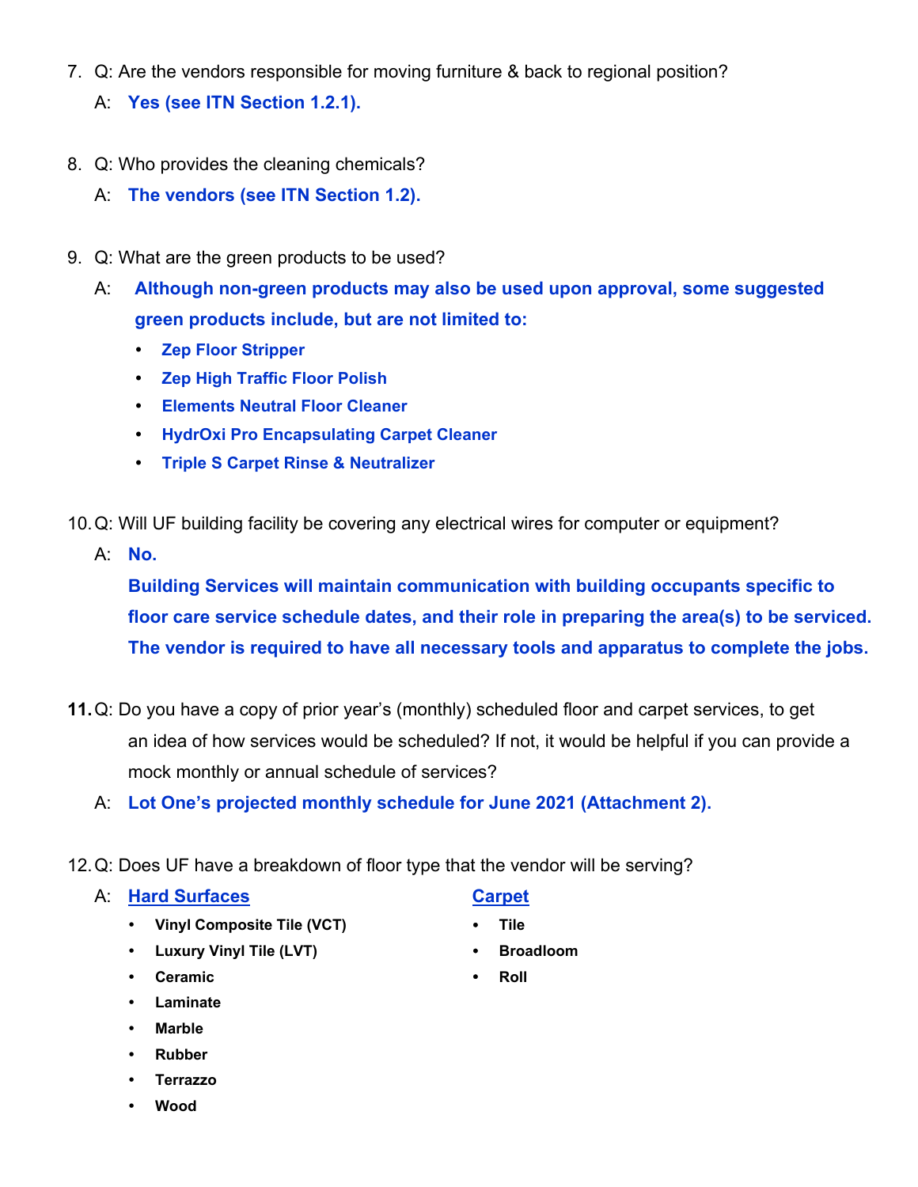7. Q: Are the vendors responsible for moving furniture & back to regional position?

   A: **Yes (see ITN Section 1.2.1).**

8. Q: Who provides the cleaning chemicals?

   A: **The vendors (see ITN Section 1.2).**

9. Q: What are the green products to be used?

   A: **Although non-green products may also be used upon approval, some suggested green products include, but are not limited to:**

   - **Zep Floor Stripper**
   - **Zep High Traffic Floor Polish**
   - **Elements Neutral Floor Cleaner**
   - **HydrOxi Pro Encapsulating Carpet Cleaner**
   - **Triple S Carpet Rinse & Neutralizer**

10. Q: Will UF building facility be covering any electrical wires for computer or equipment?

    A: **No.**

    **Building Services will maintain communication with building occupants specific to floor care service schedule dates, and their role in preparing the area(s) to be serviced. The vendor is required to have all necessary tools and apparatus to complete the jobs.**

11. Q: Do you have a copy of prior year's (monthly) scheduled floor and carpet services, to get an idea of how services would be scheduled? If not, it would be helpful if you can provide a mock monthly or annual schedule of services?

    A: **Lot One's projected monthly schedule for June 2021 (Attachment 2).**

12. Q: Does UF have a breakdown of floor type that the vendor will be serving?

    A: **Hard Surfaces**

    - **Vinyl Composite Tile (VCT)**
    - **Luxury Vinyl Tile (LVT)**
    - **Ceramic**
    - **Laminate**
    - **Marble**
    - **Rubber**
    - **Terrazzo**
    - **Wood**

    **Carpet**

    - **Tile**
    - **Broadloom**
    - **Roll**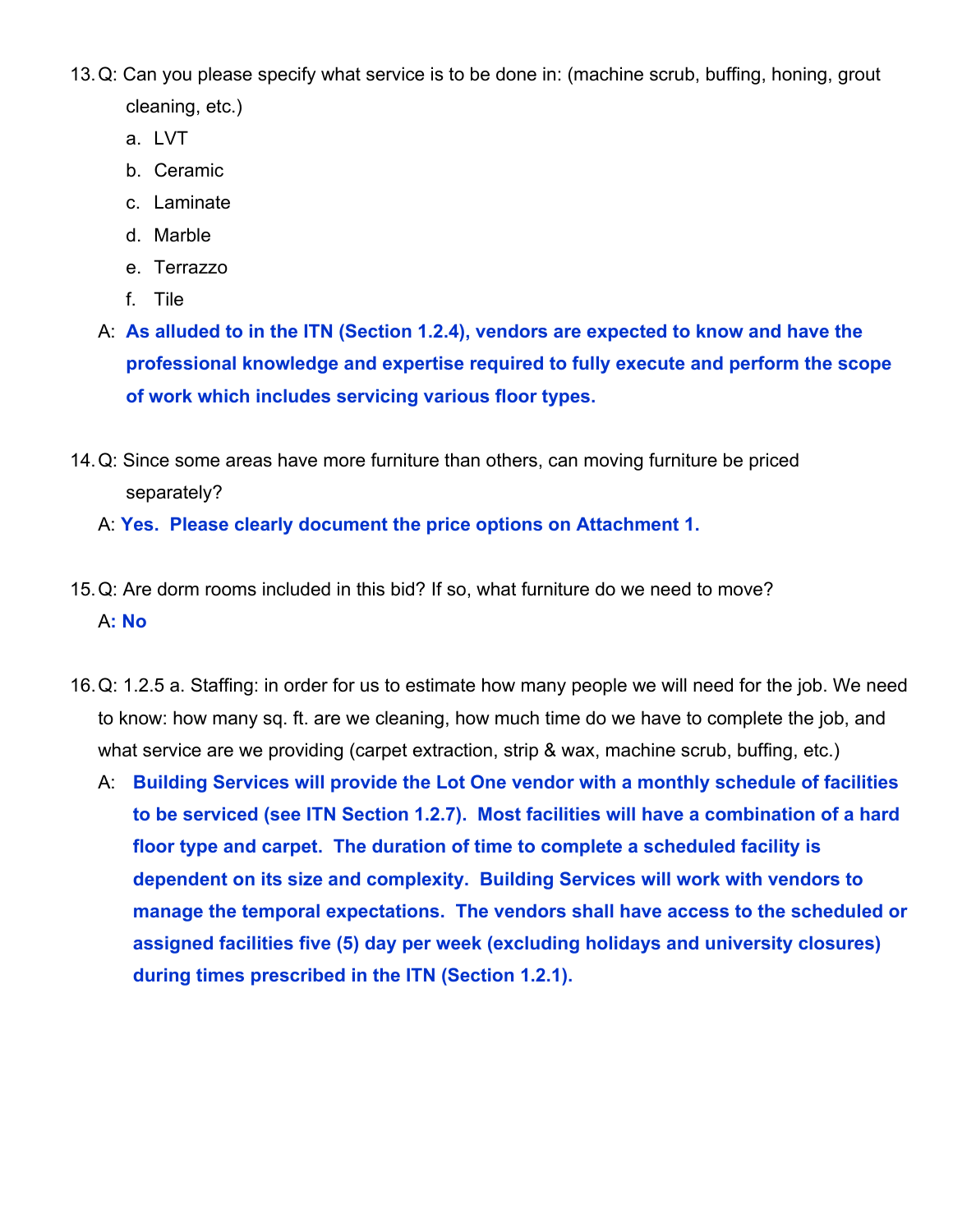13. Q: Can you please specify what service is to be done in: (machine scrub, buffing, honing, grout cleaning, etc.)

    a. LVT
    b. Ceramic
    c. Laminate
    d. Marble
    e. Terrazzo
    f. Tile

    A: **As alluded to in the ITN (Section 1.2.4), vendors are expected to know and have the professional knowledge and expertise required to fully execute and perform the scope of work which includes servicing various floor types.**

14. Q: Since some areas have more furniture than others, can moving furniture be priced separately?

    A: **Yes. Please clearly document the price options on Attachment 1.**

15. Q: Are dorm rooms included in this bid? If so, what furniture do we need to move?

    A**: No**

16. Q: 1.2.5 a. Staffing: in order for us to estimate how many people we will need for the job. We need to know: how many sq. ft. are we cleaning, how much time do we have to complete the job, and what service are we providing (carpet extraction, strip & wax, machine scrub, buffing, etc.)

    A: **Building Services will provide the Lot One vendor with a monthly schedule of facilities to be serviced (see ITN Section 1.2.7). Most facilities will have a combination of a hard floor type and carpet. The duration of time to complete a scheduled facility is dependent on its size and complexity. Building Services will work with vendors to manage the temporal expectations. The vendors shall have access to the scheduled or assigned facilities five (5) day per week (excluding holidays and university closures) during times prescribed in the ITN (Section 1.2.1).**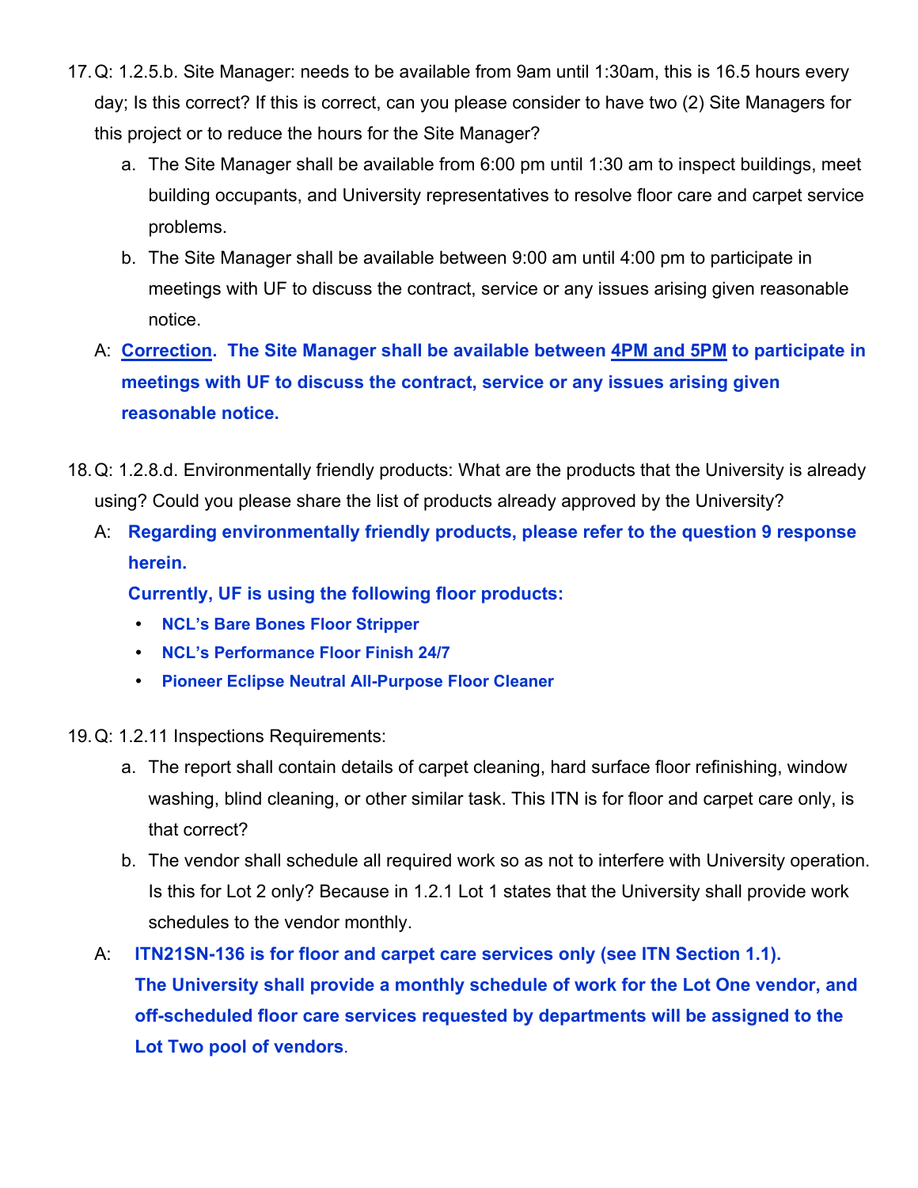17. Q: 1.2.5.b. Site Manager: needs to be available from 9am until 1:30am, this is 16.5 hours every day; Is this correct? If this is correct, can you please consider to have two (2) Site Managers for this project or to reduce the hours for the Site Manager?
    a. The Site Manager shall be available from 6:00 pm until 1:30 am to inspect buildings, meet building occupants, and University representatives to resolve floor care and carpet service problems.
    b. The Site Manager shall be available between 9:00 am until 4:00 pm to participate in meetings with UF to discuss the contract, service or any issues arising given reasonable notice.

    A: **Correction. The Site Manager shall be available between 4PM and 5PM to participate in meetings with UF to discuss the contract, service or any issues arising given reasonable notice.**

18. Q: 1.2.8.d. Environmentally friendly products: What are the products that the University is already using? Could you please share the list of products already approved by the University?

    A: **Regarding environmentally friendly products, please refer to the question 9 response herein.**

    **Currently, UF is using the following floor products:**
    - **NCL's Bare Bones Floor Stripper**
    - **NCL's Performance Floor Finish 24/7**
    - **Pioneer Eclipse Neutral All-Purpose Floor Cleaner**

19. Q: 1.2.11 Inspections Requirements:
    a. The report shall contain details of carpet cleaning, hard surface floor refinishing, window washing, blind cleaning, or other similar task. This ITN is for floor and carpet care only, is that correct?
    b. The vendor shall schedule all required work so as not to interfere with University operation. Is this for Lot 2 only? Because in 1.2.1 Lot 1 states that the University shall provide work schedules to the vendor monthly.

    A: **ITN21SN-136 is for floor and carpet care services only (see ITN Section 1.1). The University shall provide a monthly schedule of work for the Lot One vendor, and off-scheduled floor care services requested by departments will be assigned to the Lot Two pool of vendors.**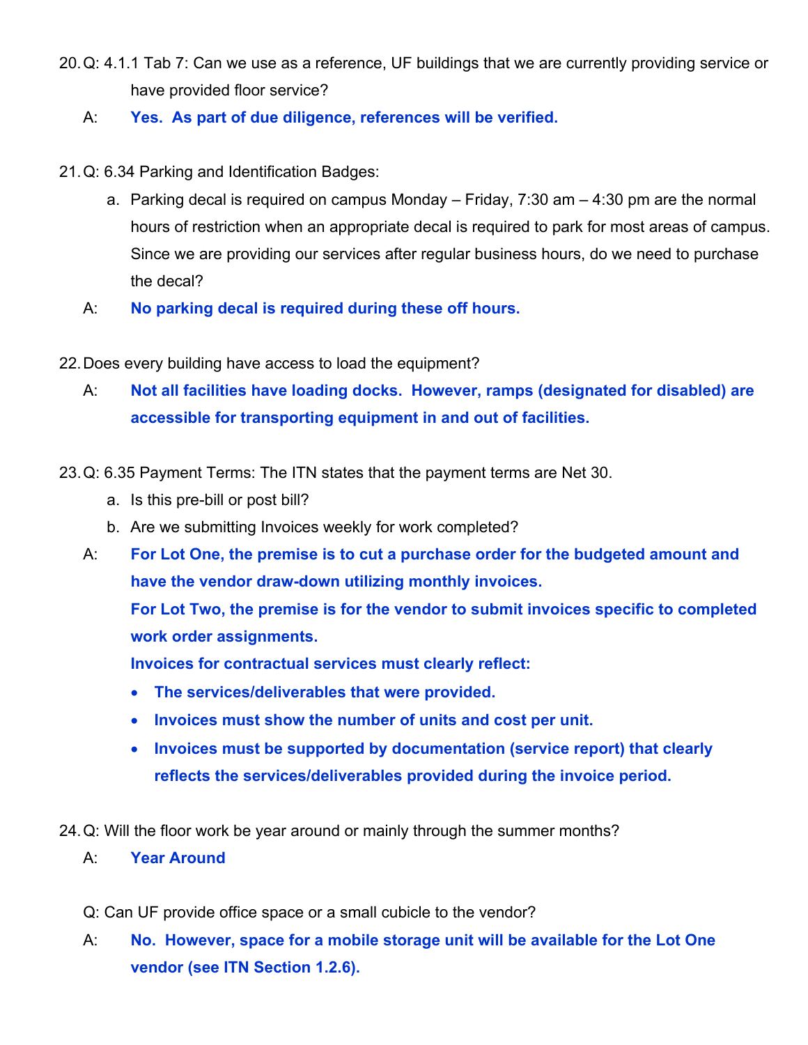20. Q: 4.1.1 Tab 7: Can we use as a reference, UF buildings that we are currently providing service or have provided floor service?

    A: **Yes. As part of due diligence, references will be verified.**

21. Q: 6.34 Parking and Identification Badges:

    a. Parking decal is required on campus Monday – Friday, 7:30 am – 4:30 pm are the normal hours of restriction when an appropriate decal is required to park for most areas of campus. Since we are providing our services after regular business hours, do we need to purchase the decal?

    A: **No parking decal is required during these off hours.**

22. Does every building have access to load the equipment?

    A: **Not all facilities have loading docks. However, ramps (designated for disabled) are accessible for transporting equipment in and out of facilities.**

23. Q: 6.35 Payment Terms: The ITN states that the payment terms are Net 30.

    a. Is this pre-bill or post bill?
    b. Are we submitting Invoices weekly for work completed?

    A: **For Lot One, the premise is to cut a purchase order for the budgeted amount and have the vendor draw-down utilizing monthly invoices.**

    **For Lot Two, the premise is for the vendor to submit invoices specific to completed work order assignments.**

    **Invoices for contractual services must clearly reflect:**

    - **The services/deliverables that were provided.**
    - **Invoices must show the number of units and cost per unit.**
    - **Invoices must be supported by documentation (service report) that clearly reflects the services/deliverables provided during the invoice period.**

24. Q: Will the floor work be year around or mainly through the summer months?

    A: **Year Around**

    Q: Can UF provide office space or a small cubicle to the vendor?

    A: **No. However, space for a mobile storage unit will be available for the Lot One vendor (see ITN Section 1.2.6).**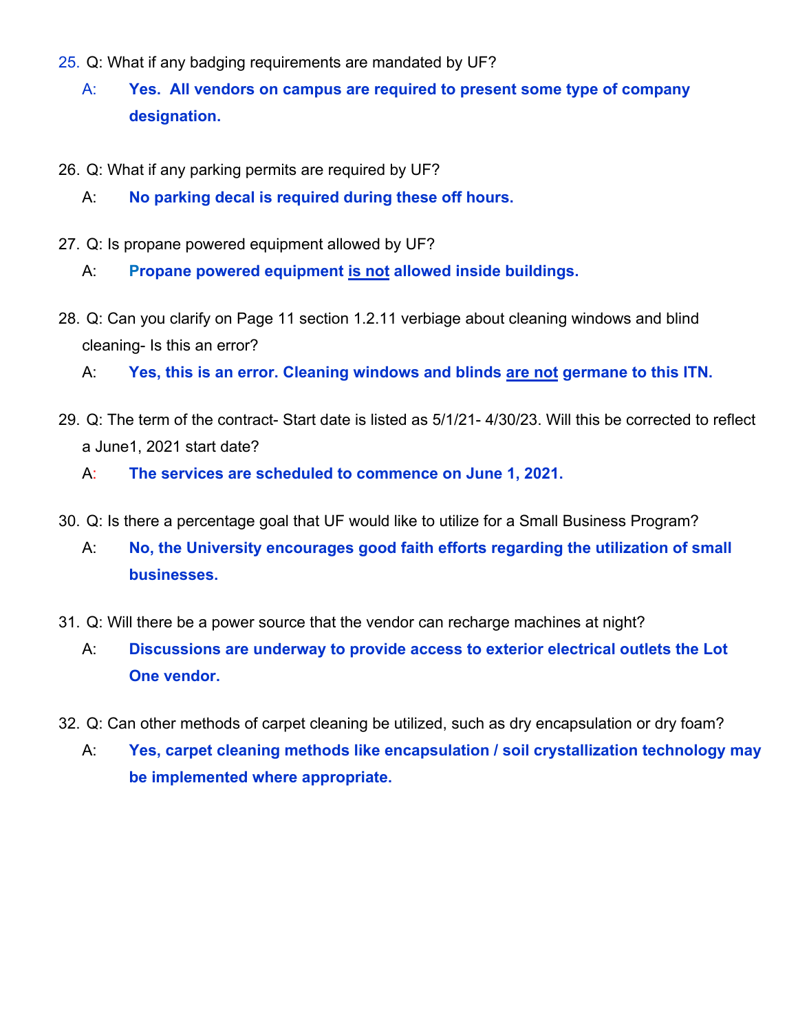25. Q: What if any badging requirements are mandated by UF?

    A: **Yes. All vendors on campus are required to present some type of company designation.**

26. Q: What if any parking permits are required by UF?

    A: **No parking decal is required during these off hours.**

27. Q: Is propane powered equipment allowed by UF?

    A: **Propane powered equipment is not allowed inside buildings.**

28. Q: Can you clarify on Page 11 section 1.2.11 verbiage about cleaning windows and blind cleaning- Is this an error?

    A: **Yes, this is an error. Cleaning windows and blinds are not germane to this ITN.**

29. Q: The term of the contract- Start date is listed as 5/1/21- 4/30/23. Will this be corrected to reflect a June1, 2021 start date?

    A: **The services are scheduled to commence on June 1, 2021.**

30. Q: Is there a percentage goal that UF would like to utilize for a Small Business Program?

    A: **No, the University encourages good faith efforts regarding the utilization of small businesses.**

31. Q: Will there be a power source that the vendor can recharge machines at night?

    A: **Discussions are underway to provide access to exterior electrical outlets the Lot One vendor.**

32. Q: Can other methods of carpet cleaning be utilized, such as dry encapsulation or dry foam?

    A: **Yes, carpet cleaning methods like encapsulation / soil crystallization technology may be implemented where appropriate.**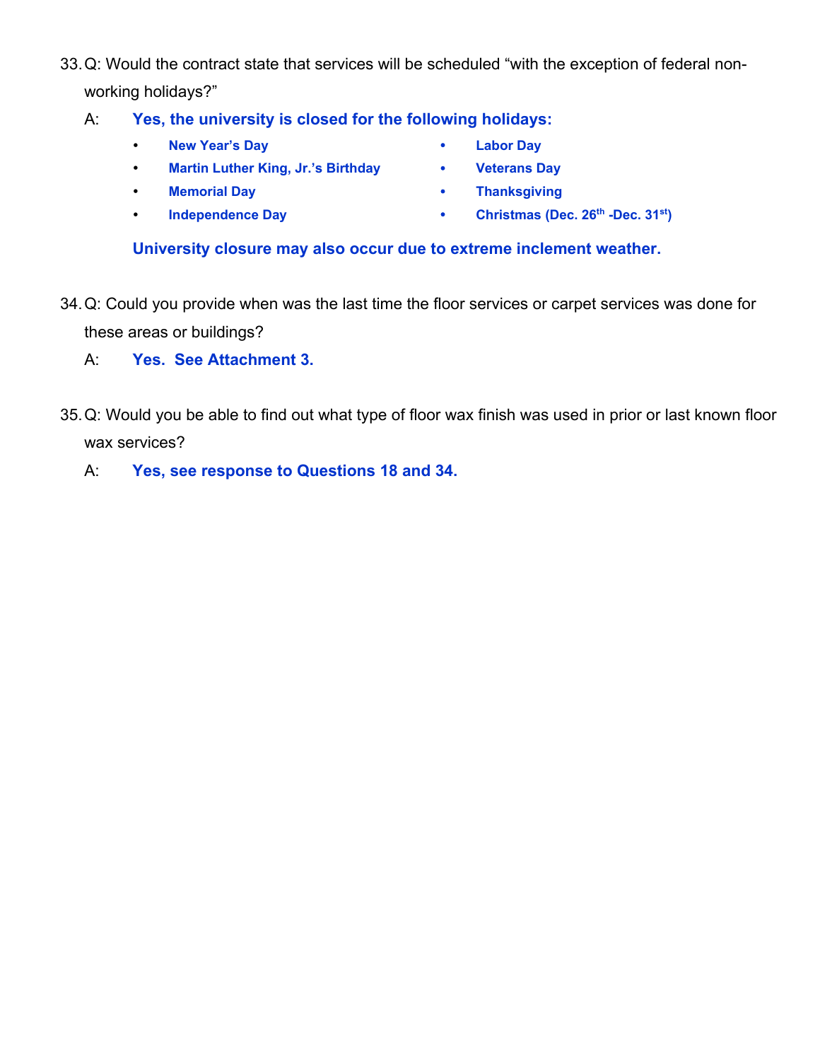33. Q: Would the contract state that services will be scheduled "with the exception of federal non-working holidays?"

    A: **Yes, the university is closed for the following holidays:**

    - **New Year's Day**
    - **Martin Luther King, Jr.'s Birthday**
    - **Memorial Day**
    - **Independence Day**
    - **Labor Day**
    - **Veterans Day**
    - **Thanksgiving**
    - **Christmas (Dec. 26th -Dec. 31st)**

    **University closure may also occur due to extreme inclement weather.**

34. Q: Could you provide when was the last time the floor services or carpet services was done for these areas or buildings?

    A: **Yes. See Attachment 3.**

35. Q: Would you be able to find out what type of floor wax finish was used in prior or last known floor wax services?

    A: **Yes, see response to Questions 18 and 34.**